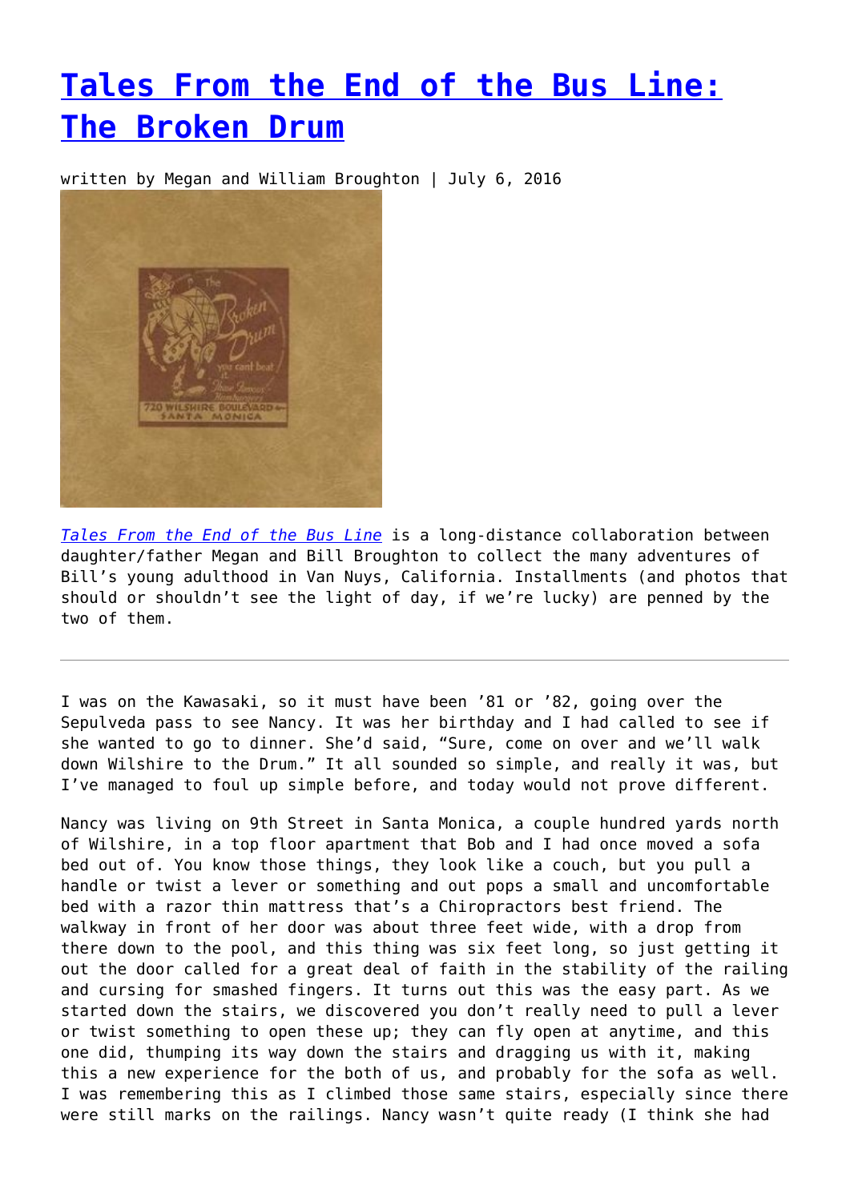# [Tales From the End of the Bus Line: The Broken Drum]()

written by Megan and William Broughton | July 6, 2016

[*Tales From the End of the Bus Line*]() is a long-distance collaboration between daughter/father Megan and Bill Broughton to collect the many adventures of Bill's young adulthood in Van Nuys, California. Installments (and photos that should or shouldn't see the light of day, if we're lucky) are penned by the two of them.

---

I was on the Kawasaki, so it must have been '81 or '82, going over the Sepulveda pass to see Nancy. It was her birthday and I had called to see if she wanted to go to dinner. She'd said, "Sure, come on over and we'll walk down Wilshire to the Drum." It all sounded so simple, and really it was, but I've managed to foul up simple before, and today would not prove different.

Nancy was living on 9th Street in Santa Monica, a couple hundred yards north of Wilshire, in a top floor apartment that Bob and I had once moved a sofa bed out of. You know those things, they look like a couch, but you pull a handle or twist a lever or something and out pops a small and uncomfortable bed with a razor thin mattress that's a Chiropractors best friend. The walkway in front of her door was about three feet wide, with a drop from there down to the pool, and this thing was six feet long, so just getting it out the door called for a great deal of faith in the stability of the railing and cursing for smashed fingers. It turns out this was the easy part. As we started down the stairs, we discovered you don't really need to pull a lever or twist something to open these up; they can fly open at anytime, and this one did, thumping its way down the stairs and dragging us with it, making this a new experience for the both of us, and probably for the sofa as well. I was remembering this as I climbed those same stairs, especially since there were still marks on the railings. Nancy wasn't quite ready (I think she had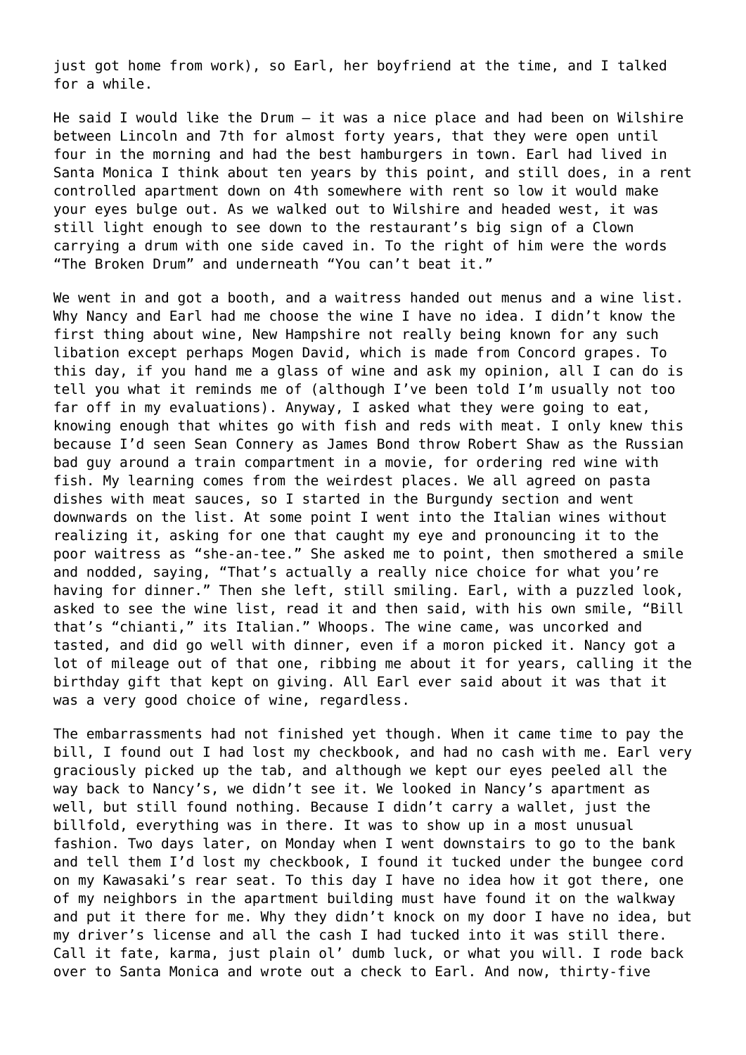just got home from work), so Earl, her boyfriend at the time, and I talked for a while.

He said I would like the Drum – it was a nice place and had been on Wilshire between Lincoln and 7th for almost forty years, that they were open until four in the morning and had the best hamburgers in town. Earl had lived in Santa Monica I think about ten years by this point, and still does, in a rent controlled apartment down on 4th somewhere with rent so low it would make your eyes bulge out. As we walked out to Wilshire and headed west, it was still light enough to see down to the restaurant's big sign of a Clown carrying a drum with one side caved in. To the right of him were the words "The Broken Drum" and underneath "You can't beat it."

We went in and got a booth, and a waitress handed out menus and a wine list. Why Nancy and Earl had me choose the wine I have no idea. I didn't know the first thing about wine, New Hampshire not really being known for any such libation except perhaps Mogen David, which is made from Concord grapes. To this day, if you hand me a glass of wine and ask my opinion, all I can do is tell you what it reminds me of (although I've been told I'm usually not too far off in my evaluations). Anyway, I asked what they were going to eat, knowing enough that whites go with fish and reds with meat. I only knew this because I'd seen Sean Connery as James Bond throw Robert Shaw as the Russian bad guy around a train compartment in a movie, for ordering red wine with fish. My learning comes from the weirdest places. We all agreed on pasta dishes with meat sauces, so I started in the Burgundy section and went downwards on the list. At some point I went into the Italian wines without realizing it, asking for one that caught my eye and pronouncing it to the poor waitress as "she-an-tee." She asked me to point, then smothered a smile and nodded, saying, "That's actually a really nice choice for what you're having for dinner." Then she left, still smiling. Earl, with a puzzled look, asked to see the wine list, read it and then said, with his own smile, "Bill that's "chianti," its Italian." Whoops. The wine came, was uncorked and tasted, and did go well with dinner, even if a moron picked it. Nancy got a lot of mileage out of that one, ribbing me about it for years, calling it the birthday gift that kept on giving. All Earl ever said about it was that it was a very good choice of wine, regardless.

The embarrassments had not finished yet though. When it came time to pay the bill, I found out I had lost my checkbook, and had no cash with me. Earl very graciously picked up the tab, and although we kept our eyes peeled all the way back to Nancy's, we didn't see it. We looked in Nancy's apartment as well, but still found nothing. Because I didn't carry a wallet, just the billfold, everything was in there. It was to show up in a most unusual fashion. Two days later, on Monday when I went downstairs to go to the bank and tell them I'd lost my checkbook, I found it tucked under the bungee cord on my Kawasaki's rear seat. To this day I have no idea how it got there, one of my neighbors in the apartment building must have found it on the walkway and put it there for me. Why they didn't knock on my door I have no idea, but my driver's license and all the cash I had tucked into it was still there. Call it fate, karma, just plain ol' dumb luck, or what you will. I rode back over to Santa Monica and wrote out a check to Earl. And now, thirty-five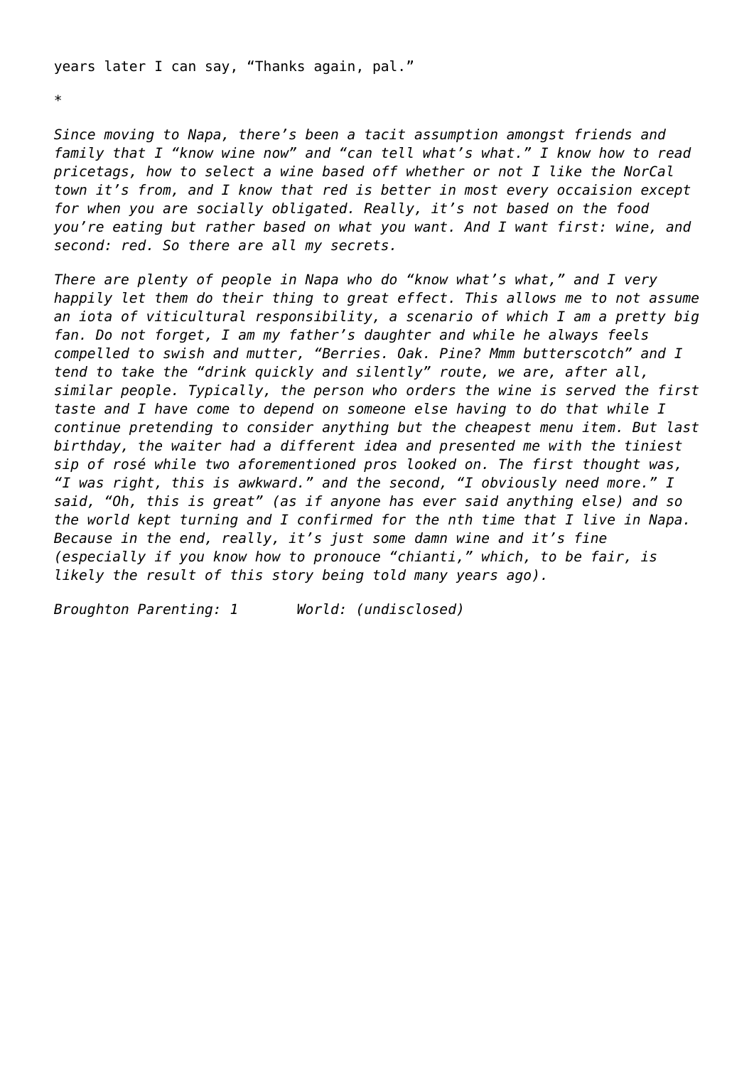years later I can say, “Thanks again, pal.”

*

*Since moving to Napa, there’s been a tacit assumption amongst friends and family that I “know wine now” and “can tell what’s what.” I know how to read pricetags, how to select a wine based off whether or not I like the NorCal town it’s from, and I know that red is better in most every occaision except for when you are socially obligated. Really, it’s not based on the food you’re eating but rather based on what you want. And I want first: wine, and second: red. So there are all my secrets.*

*There are plenty of people in Napa who do “know what’s what,” and I very happily let them do their thing to great effect. This allows me to not assume an iota of viticultural responsibility, a scenario of which I am a pretty big fan. Do not forget, I am my father’s daughter and while he always feels compelled to swish and mutter, “Berries. Oak. Pine? Mmm butterscotch” and I tend to take the “drink quickly and silently” route, we are, after all, similar people. Typically, the person who orders the wine is served the first taste and I have come to depend on someone else having to do that while I continue pretending to consider anything but the cheapest menu item. But last birthday, the waiter had a different idea and presented me with the tiniest sip of rosé while two aforementioned pros looked on. The first thought was, “I was right, this is awkward.” and the second, “I obviously need more.” I said, “Oh, this is great” (as if anyone has ever said anything else) and so the world kept turning and I confirmed for the nth time that I live in Napa. Because in the end, really, it’s just some damn wine and it’s fine (especially if you know how to pronouce “chianti,” which, to be fair, is likely the result of this story being told many years ago).*

*Broughton Parenting: 1 World: (undisclosed)*